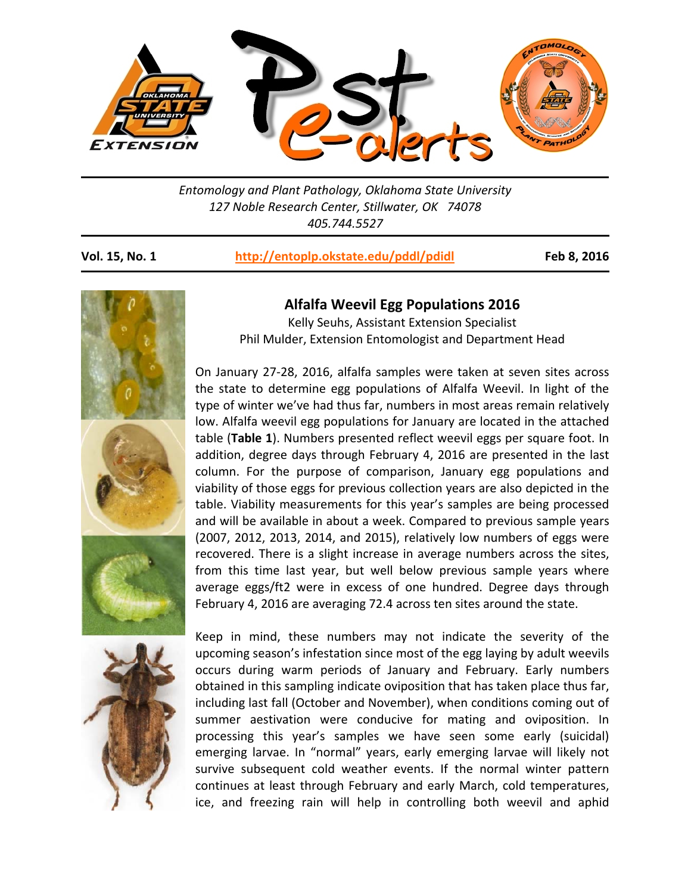Entomology and Plant Pathology, Oklahoma State University
127 Noble Research Center, Stillwater, OK 74078
405.744.5527

**Vol. 15, No. 1** http://entoplp.okstate.edu/pddl/pdidl **Feb 8, 2016**

## Alfalfa Weevil Egg Populations 2016

Kelly Seuhs, Assistant Extension Specialist
Phil Mulder, Extension Entomologist and Department Head

On January 27-28, 2016, alfalfa samples were taken at seven sites across the state to determine egg populations of Alfalfa Weevil. In light of the type of winter we've had thus far, numbers in most areas remain relatively low. Alfalfa weevil egg populations for January are located in the attached table (**Table 1**). Numbers presented reflect weevil eggs per square foot. In addition, degree days through February 4, 2016 are presented in the last column. For the purpose of comparison, January egg populations and viability of those eggs for previous collection years are also depicted in the table. Viability measurements for this year's samples are being processed and will be available in about a week. Compared to previous sample years (2007, 2012, 2013, 2014, and 2015), relatively low numbers of eggs were recovered. There is a slight increase in average numbers across the sites, from this time last year, but well below previous sample years where average eggs/ft2 were in excess of one hundred. Degree days through February 4, 2016 are averaging 72.4 across ten sites around the state.

Keep in mind, these numbers may not indicate the severity of the upcoming season's infestation since most of the egg laying by adult weevils occurs during warm periods of January and February. Early numbers obtained in this sampling indicate oviposition that has taken place thus far, including last fall (October and November), when conditions coming out of summer aestivation were conducive for mating and oviposition. In processing this year's samples we have seen some early (suicidal) emerging larvae. In "normal" years, early emerging larvae will likely not survive subsequent cold weather events. If the normal winter pattern continues at least through February and early March, cold temperatures, ice, and freezing rain will help in controlling both weevil and aphid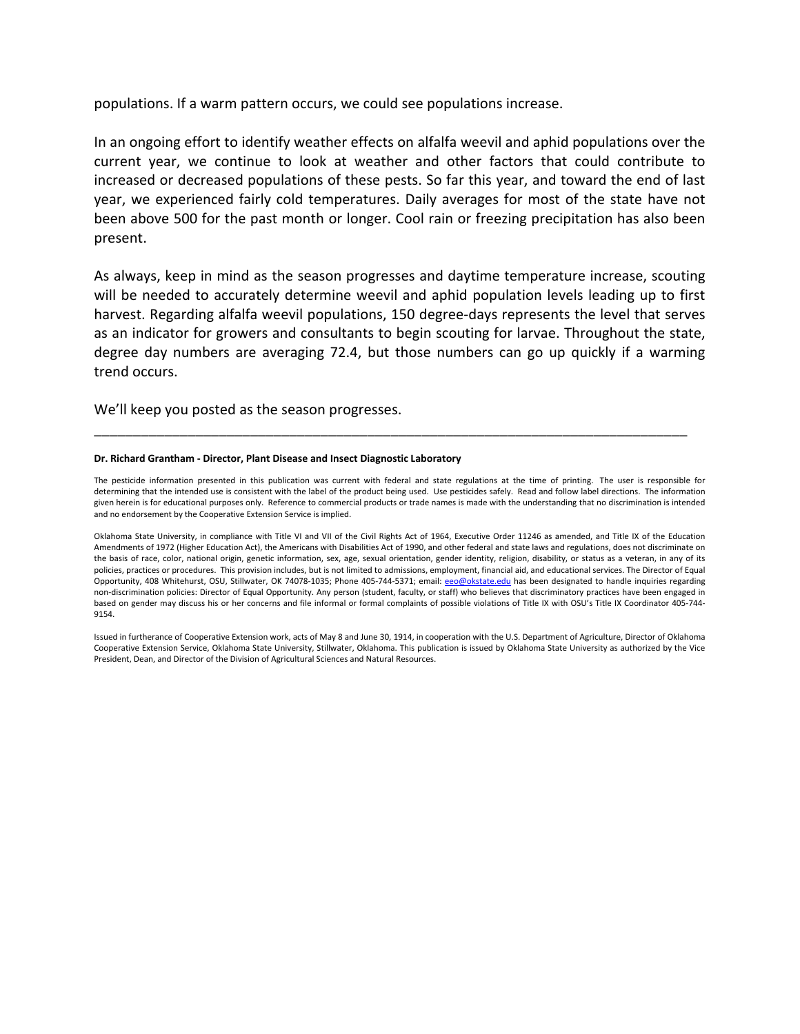populations. If a warm pattern occurs, we could see populations increase.

In an ongoing effort to identify weather effects on alfalfa weevil and aphid populations over the current year, we continue to look at weather and other factors that could contribute to increased or decreased populations of these pests. So far this year, and toward the end of last year, we experienced fairly cold temperatures. Daily averages for most of the state have not been above 500 for the past month or longer. Cool rain or freezing precipitation has also been present.

As always, keep in mind as the season progresses and daytime temperature increase, scouting will be needed to accurately determine weevil and aphid population levels leading up to first harvest. Regarding alfalfa weevil populations, 150 degree-days represents the level that serves as an indicator for growers and consultants to begin scouting for larvae. Throughout the state, degree day numbers are averaging 72.4, but those numbers can go up quickly if a warming trend occurs.

We'll keep you posted as the season progresses.

---

**Dr. Richard Grantham - Director, Plant Disease and Insect Diagnostic Laboratory**

The pesticide information presented in this publication was current with federal and state regulations at the time of printing. The user is responsible for determining that the intended use is consistent with the label of the product being used. Use pesticides safely. Read and follow label directions. The information given herein is for educational purposes only. Reference to commercial products or trade names is made with the understanding that no discrimination is intended and no endorsement by the Cooperative Extension Service is implied.

Oklahoma State University, in compliance with Title VI and VII of the Civil Rights Act of 1964, Executive Order 11246 as amended, and Title IX of the Education Amendments of 1972 (Higher Education Act), the Americans with Disabilities Act of 1990, and other federal and state laws and regulations, does not discriminate on the basis of race, color, national origin, genetic information, sex, age, sexual orientation, gender identity, religion, disability, or status as a veteran, in any of its policies, practices or procedures. This provision includes, but is not limited to admissions, employment, financial aid, and educational services. The Director of Equal Opportunity, 408 Whitehurst, OSU, Stillwater, OK 74078-1035; Phone 405-744-5371; email: eeo@okstate.edu has been designated to handle inquiries regarding non-discrimination policies: Director of Equal Opportunity. Any person (student, faculty, or staff) who believes that discriminatory practices have been engaged in based on gender may discuss his or her concerns and file informal or formal complaints of possible violations of Title IX with OSU's Title IX Coordinator 405-744-9154.

Issued in furtherance of Cooperative Extension work, acts of May 8 and June 30, 1914, in cooperation with the U.S. Department of Agriculture, Director of Oklahoma Cooperative Extension Service, Oklahoma State University, Stillwater, Oklahoma. This publication is issued by Oklahoma State University as authorized by the Vice President, Dean, and Director of the Division of Agricultural Sciences and Natural Resources.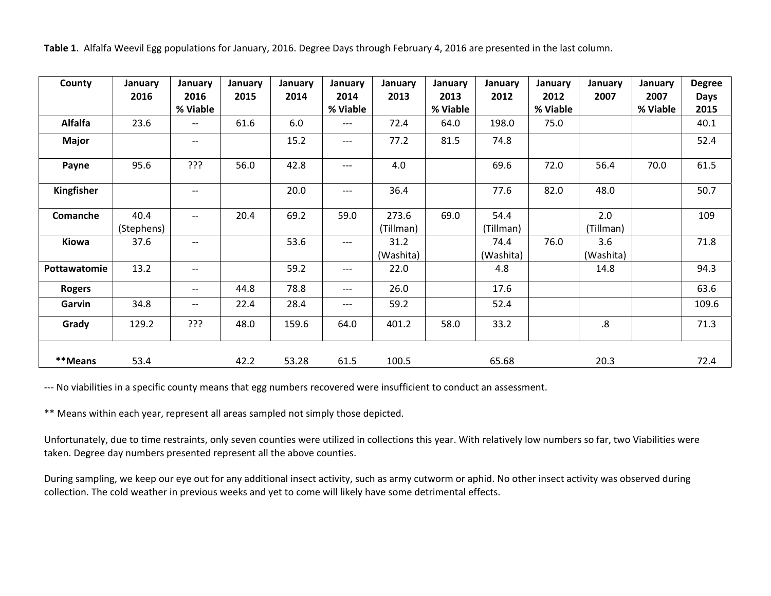**Table 1**. Alfalfa Weevil Egg populations for January, 2016. Degree Days through February 4, 2016 are presented in the last column.

| County | January 2016 | January 2016 % Viable | January 2015 | January 2014 | January 2014 % Viable | January 2013 | January 2013 % Viable | January 2012 | January 2012 % Viable | January 2007 | January 2007 % Viable | Degree Days 2015 |
|---|---|---|---|---|---|---|---|---|---|---|---|---|
| **Alfalfa** | 23.6 | -- | 61.6 | 6.0 | --- | 72.4 | 64.0 | 198.0 | 75.0 | | | 40.1 |
| **Major** | | -- | | 15.2 | --- | 77.2 | 81.5 | 74.8 | | | | 52.4 |
| **Payne** | 95.6 | ??? | 56.0 | 42.8 | --- | 4.0 | | 69.6 | 72.0 | 56.4 | 70.0 | 61.5 |
| **Kingfisher** | | -- | | 20.0 | --- | 36.4 | | 77.6 | 82.0 | 48.0 | | 50.7 |
| **Comanche** | 40.4 (Stephens) | -- | 20.4 | 69.2 | 59.0 | 273.6 (Tillman) | 69.0 | 54.4 (Tillman) | | 2.0 (Tillman) | | 109 |
| **Kiowa** | 37.6 | -- | | 53.6 | --- | 31.2 (Washita) | | 74.4 (Washita) | 76.0 | 3.6 (Washita) | | 71.8 |
| **Pottawatomie** | 13.2 | -- | | 59.2 | --- | 22.0 | | 4.8 | | 14.8 | | 94.3 |
| **Rogers** | | -- | 44.8 | 78.8 | --- | 26.0 | | 17.6 | | | | 63.6 |
| **Garvin** | 34.8 | -- | 22.4 | 28.4 | --- | 59.2 | | 52.4 | | | | 109.6 |
| **Grady** | 129.2 | ??? | 48.0 | 159.6 | 64.0 | 401.2 | 58.0 | 33.2 | | .8 | | 71.3 |
| **\*\*Means** | 53.4 | | 42.2 | 53.28 | 61.5 | 100.5 | | 65.68 | | 20.3 | | 72.4 |

--- No viabilities in a specific county means that egg numbers recovered were insufficient to conduct an assessment.

** Means within each year, represent all areas sampled not simply those depicted.

Unfortunately, due to time restraints, only seven counties were utilized in collections this year. With relatively low numbers so far, two Viabilities were taken. Degree day numbers presented represent all the above counties.

During sampling, we keep our eye out for any additional insect activity, such as army cutworm or aphid. No other insect activity was observed during collection. The cold weather in previous weeks and yet to come will likely have some detrimental effects.